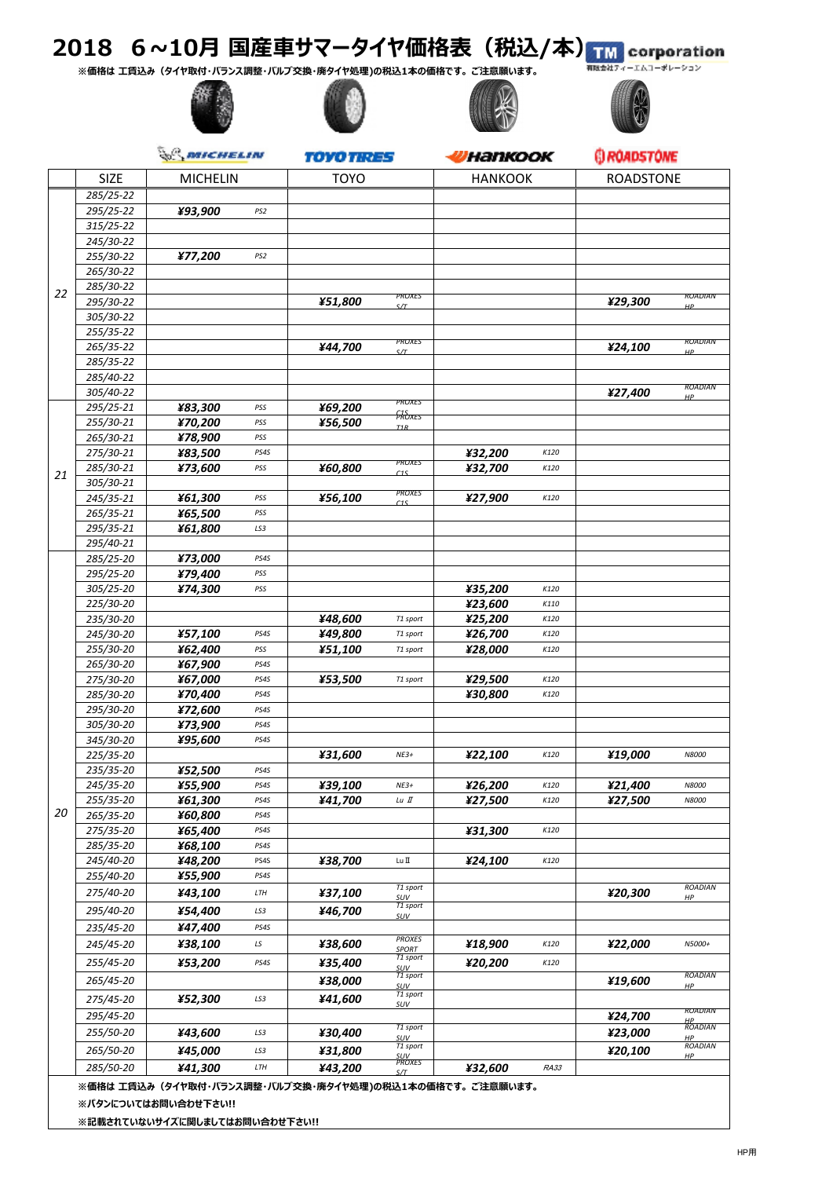# 2018　6～10月 国産車サマータイヤ価格表（税込/本）

TM corporation
有限会社ティーエムコーポレーション

※価格は 工賃込み（タイヤ取付・バランス調整・バルブ交換・廃タイヤ処理)の税込1本の価格です。ご注意願います。

| | SIZE | MICHELIN | | TOYO | | HANKOOK | | ROADSTONE | |
|---|---|---|---|---|---|---|---|---|---|
| 22 | 285/25-22 | | | | | | | | |
| | 295/25-22 | ¥93,900 | PS2 | | | | | | |
| | 315/25-22 | | | | | | | | |
| | 245/30-22 | | | | | | | | |
| | 255/30-22 | ¥77,200 | PS2 | | | | | | |
| | 265/30-22 | | | | | | | | |
| | 285/30-22 | | | | | | | | |
| | 295/30-22 | | | ¥51,800 | PROXES S/T | | | ¥29,300 | ROADIAN HP |
| | 305/30-22 | | | | | | | | |
| | 255/35-22 | | | | | | | | |
| | 265/35-22 | | | ¥44,700 | PROXES S/T | | | ¥24,100 | ROADIAN HP |
| | 285/35-22 | | | | | | | | |
| | 285/40-22 | | | | | | | | |
| | 305/40-22 | | | | | | | ¥27,400 | ROADIAN HP |
| 21 | 295/25-21 | ¥83,300 | PSS | ¥69,200 | PROXES C1S | | | | |
| | 255/30-21 | ¥70,200 | PSS | ¥56,500 | PROXES T1R | | | | |
| | 265/30-21 | ¥78,900 | PSS | | | | | | |
| | 275/30-21 | ¥83,500 | PS4S | | | ¥32,200 | K120 | | |
| | 285/30-21 | ¥73,600 | PSS | ¥60,800 | PROXES C1S | ¥32,700 | K120 | | |
| | 305/30-21 | | | | | | | | |
| | 245/35-21 | ¥61,300 | PSS | ¥56,100 | PROXES C1S | ¥27,900 | K120 | | |
| | 265/35-21 | ¥65,500 | PSS | | | | | | |
| | 295/35-21 | ¥61,800 | LS3 | | | | | | |
| | 295/40-21 | | | | | | | | |
| 20 | 285/25-20 | ¥73,000 | PS4S | | | | | | |
| | 295/25-20 | ¥79,400 | PSS | | | | | | |
| | 305/25-20 | ¥74,300 | PSS | | | ¥35,200 | K120 | | |
| | 225/30-20 | | | | | ¥23,600 | K110 | | |
| | 235/30-20 | | | ¥48,600 | T1 sport | ¥25,200 | K120 | | |
| | 245/30-20 | ¥57,100 | PS4S | ¥49,800 | T1 sport | ¥26,700 | K120 | | |
| | 255/30-20 | ¥62,400 | PSS | ¥51,100 | T1 sport | ¥28,000 | K120 | | |
| | 265/30-20 | ¥67,900 | PS4S | | | | | | |
| | 275/30-20 | ¥67,000 | PS4S | ¥53,500 | T1 sport | ¥29,500 | K120 | | |
| | 285/30-20 | ¥70,400 | PS4S | | | ¥30,800 | K120 | | |
| | 295/30-20 | ¥72,600 | PS4S | | | | | | |
| | 305/30-20 | ¥73,900 | PS4S | | | | | | |
| | 345/30-20 | ¥95,600 | PS4S | | | | | | |
| | 225/35-20 | | | ¥31,600 | NE3+ | ¥22,100 | K120 | ¥19,000 | N8000 |
| | 235/35-20 | ¥52,500 | PS4S | | | | | | |
| | 245/35-20 | ¥55,900 | PS4S | ¥39,100 | NE3+ | ¥26,200 | K120 | ¥21,400 | N8000 |
| | 255/35-20 | ¥61,300 | PS4S | ¥41,700 | Lu Ⅱ | ¥27,500 | K120 | ¥27,500 | N8000 |
| | 265/35-20 | ¥60,800 | PS4S | | | | | | |
| | 275/35-20 | ¥65,400 | PS4S | | | ¥31,300 | K120 | | |
| | 285/35-20 | ¥68,100 | PS4S | | | | | | |
| | 245/40-20 | ¥48,200 | PS4S | ¥38,700 | Lu Ⅱ | ¥24,100 | K120 | | |
| | 255/40-20 | ¥55,900 | PS4S | | | | | | |
| | 275/40-20 | ¥43,100 | LTH | ¥37,100 | T1 sport SUV | | | ¥20,300 | ROADIAN HP |
| | 295/40-20 | ¥54,400 | LS3 | ¥46,700 | T1 sport SUV | | | | |
| | 235/45-20 | ¥47,400 | PS4S | | | | | | |
| | 245/45-20 | ¥38,100 | LS | ¥38,600 | PROXES SPORT | ¥18,900 | K120 | ¥22,000 | N5000+ |
| | 255/45-20 | ¥53,200 | PS4S | ¥35,400 | T1 sport SUV | ¥20,200 | K120 | | |
| | 265/45-20 | | | ¥38,000 | T1 sport SUV | | | ¥19,600 | ROADIAN HP |
| | 275/45-20 | ¥52,300 | LS3 | ¥41,600 | T1 sport SUV | | | | |
| | 295/45-20 | | | | | | | ¥24,700 | ROADIAN HP |
| | 255/50-20 | ¥43,600 | LS3 | ¥30,400 | T1 sport SUV | | | ¥23,000 | ROADIAN HP |
| | 265/50-20 | ¥45,000 | LS3 | ¥31,800 | T1 sport SUV | | | ¥20,100 | ROADIAN HP |
| | 285/50-20 | ¥41,300 | LTH | ¥43,200 | PROXES S/T | ¥32,600 | RA33 | | |

※価格は 工賃込み（タイヤ取付・バランス調整・バルブ交換・廃タイヤ処理)の税込1本の価格です。ご注意願います。

※パタンについてはお問い合わせ下さい!!

※記載されていないサイズに関しましてはお問い合わせ下さい!!

HP用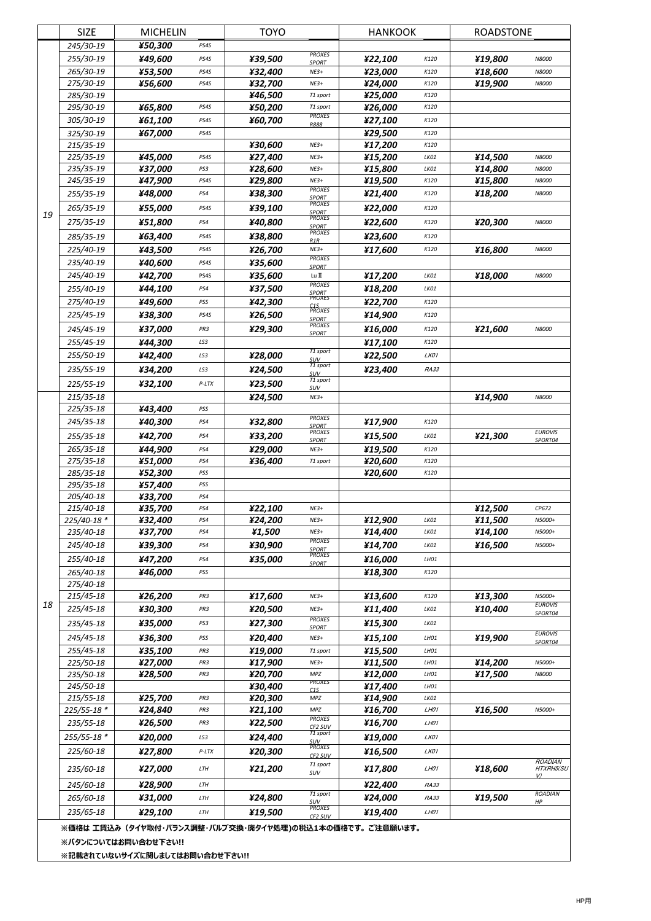| | SIZE | MICHELIN | | TOYO | | HANKOOK | | ROADSTONE | |
|---|---|---|---|---|---|---|---|---|---|
| 19 | 245/30-19 | ¥50,300 | PS4S | | | | | | |
| | 255/30-19 | ¥49,600 | PS4S | ¥39,500 | PROXES SPORT | ¥22,100 | K120 | ¥19,800 | N8000 |
| | 265/30-19 | ¥53,500 | PS4S | ¥32,400 | NE3+ | ¥23,000 | K120 | ¥18,600 | N8000 |
| | 275/30-19 | ¥56,600 | PS4S | ¥32,700 | NE3+ | ¥24,000 | K120 | ¥19,900 | N8000 |
| | 285/30-19 | | | ¥46,500 | T1 sport | ¥25,000 | K120 | | |
| | 295/30-19 | ¥65,800 | PS4S | ¥50,200 | T1 sport | ¥26,000 | K120 | | |
| | 305/30-19 | ¥61,100 | PS4S | ¥60,700 | PROXES R888 | ¥27,100 | K120 | | |
| | 325/30-19 | ¥67,000 | PS4S | | | ¥29,500 | K120 | | |
| | 215/35-19 | | | ¥30,600 | NE3+ | ¥17,200 | K120 | | |
| | 225/35-19 | ¥45,000 | PS4S | ¥27,400 | NE3+ | ¥15,200 | LK01 | ¥14,500 | N8000 |
| | 235/35-19 | ¥37,000 | PS3 | ¥28,600 | NE3+ | ¥15,800 | LK01 | ¥14,800 | N8000 |
| | 245/35-19 | ¥47,900 | PS4S | ¥29,800 | NE3+ | ¥19,500 | K120 | ¥15,800 | N8000 |
| | 255/35-19 | ¥48,000 | PS4 | ¥38,300 | PROXES SPORT | ¥21,400 | K120 | ¥18,200 | N8000 |
| | 265/35-19 | ¥55,000 | PS4S | ¥39,100 | PROXES SPORT | ¥22,000 | K120 | | |
| | 275/35-19 | ¥51,800 | PS4 | ¥40,800 | PROXES SPORT | ¥22,600 | K120 | ¥20,300 | N8000 |
| | 285/35-19 | ¥63,400 | PS4S | ¥38,800 | PROXES R1R | ¥23,600 | K120 | | |
| | 225/40-19 | ¥43,500 | PS4S | ¥26,700 | NE3+ | ¥17,600 | K120 | ¥16,800 | N8000 |
| | 235/40-19 | ¥40,600 | PS4S | ¥35,600 | PROXES SPORT | | | | |
| | 245/40-19 | ¥42,700 | PS4S | ¥35,600 | LuⅡ | ¥17,200 | LK01 | ¥18,000 | N8000 |
| | 255/40-19 | ¥44,100 | PS4 | ¥37,500 | PROXES SPORT | ¥18,200 | LK01 | | |
| | 275/40-19 | ¥49,600 | PSS | ¥42,300 | PROXES C1S | ¥22,700 | K120 | | |
| | 225/45-19 | ¥38,300 | PS4S | ¥26,500 | PROXES SPORT | ¥14,900 | K120 | | |
| | 245/45-19 | ¥37,000 | PR3 | ¥29,300 | PROXES SPORT | ¥16,000 | K120 | ¥21,600 | N8000 |
| | 255/45-19 | ¥44,300 | LS3 | | | ¥17,100 | K120 | | |
| | 255/50-19 | ¥42,400 | LS3 | ¥28,000 | T1 sport SUV | ¥22,500 | LK01 | | |
| | 235/55-19 | ¥34,200 | LS3 | ¥24,500 | T1 sport SUV | ¥23,400 | RA33 | | |
| | 225/55-19 | ¥32,100 | P-LTX | ¥23,500 | T1 sport SUV | | | | |
| 18 | 215/35-18 | | | ¥24,500 | NE3+ | | | ¥14,900 | N8000 |
| | 225/35-18 | ¥43,400 | PSS | | | | | | |
| | 245/35-18 | ¥40,300 | PS4 | ¥32,800 | PROXES SPORT | ¥17,900 | K120 | | |
| | 255/35-18 | ¥42,700 | PS4 | ¥33,200 | PROXES SPORT | ¥15,500 | LK01 | ¥21,300 | EUROVIS SPORT04 |
| | 265/35-18 | ¥44,900 | PS4 | ¥29,000 | NE3+ | ¥19,500 | K120 | | |
| | 275/35-18 | ¥51,000 | PS4 | ¥36,400 | T1 sport | ¥20,600 | K120 | | |
| | 285/35-18 | ¥52,300 | PSS | | | ¥20,600 | K120 | | |
| | 295/35-18 | ¥57,400 | PSS | | | | | | |
| | 205/40-18 | ¥33,700 | PS4 | | | | | | |
| | 215/40-18 | ¥35,700 | PS4 | ¥22,100 | NE3+ | | | ¥12,500 | CP672 |
| | 225/40-18 * | ¥32,400 | PS4 | ¥24,200 | NE3+ | ¥12,900 | LK01 | ¥11,500 | N5000+ |
| | 235/40-18 | ¥37,700 | PS4 | ¥1,500 | NE3+ | ¥14,400 | LK01 | ¥14,100 | N5000+ |
| | 245/40-18 | ¥39,300 | PS4 | ¥30,900 | PROXES SPORT | ¥14,700 | LK01 | ¥16,500 | N5000+ |
| | 255/40-18 | ¥47,200 | PS4 | ¥35,000 | PROXES SPORT | ¥16,000 | LH01 | | |
| | 265/40-18 | ¥46,000 | PSS | | | ¥18,300 | K120 | | |
| | 275/40-18 | | | | | | | | |
| | 215/45-18 | ¥26,200 | PR3 | ¥17,600 | NE3+ | ¥13,600 | K120 | ¥13,300 | N5000+ |
| | 225/45-18 | ¥30,300 | PR3 | ¥20,500 | NE3+ | ¥11,400 | LK01 | ¥10,400 | EUROVIS SPORT04 |
| | 235/45-18 | ¥35,000 | PS3 | ¥27,300 | PROXES SPORT | ¥15,300 | LK01 | | |
| | 245/45-18 | ¥36,300 | PSS | ¥20,400 | NE3+ | ¥15,100 | LH01 | ¥19,900 | EUROVIS SPORT04 |
| | 255/45-18 | ¥35,100 | PR3 | ¥19,000 | T1 sport | ¥15,500 | LH01 | | |
| | 225/50-18 | ¥27,000 | PR3 | ¥17,900 | NE3+ | ¥11,500 | LH01 | ¥14,200 | N5000+ |
| | 235/50-18 | ¥28,500 | PR3 | ¥20,700 | MPZ | ¥12,000 | LH01 | ¥17,500 | N8000 |
| | 245/50-18 | | | ¥30,400 | PROXES C1S | ¥17,400 | LH01 | | |
| | 215/55-18 | ¥25,700 | PR3 | ¥20,300 | MPZ | ¥14,900 | LK01 | | |
| | 225/55-18 * | ¥24,840 | PR3 | ¥21,100 | MPZ | ¥16,700 | LH01 | ¥16,500 | N5000+ |
| | 235/55-18 | ¥26,500 | PR3 | ¥22,500 | PROXES CF2 SUV | ¥16,700 | LH01 | | |
| | 255/55-18 * | ¥20,000 | LS3 | ¥24,400 | T1 sport SUV | ¥19,000 | LK01 | | |
| | 225/60-18 | ¥27,800 | P-LTX | ¥20,300 | PROXES CF2 SUV | ¥16,500 | LK01 | | |
| | 235/60-18 | ¥27,000 | LTH | ¥21,200 | T1 sport SUV | ¥17,800 | LH01 | ¥18,600 | ROADIAN HTXRH5(SUV) |
| | 245/60-18 | ¥28,900 | LTH | | | ¥22,400 | RA33 | | |
| | 265/60-18 | ¥31,000 | LTH | ¥24,800 | T1 sport SUV | ¥24,000 | RA33 | ¥19,500 | ROADIAN HP |
| | 235/65-18 | ¥29,100 | LTH | ¥19,500 | PROXES CF2 SUV | ¥19,400 | LH01 | | |

※価格は 工賃込み（タイヤ取付・バランス調整・バルブ交換・廃タイヤ処理)の税込1本の価格です。ご注意願います。

※パタンについてはお問い合わせ下さい!!

※記載されていないサイズに関しましてはお問い合わせ下さい!!

HP用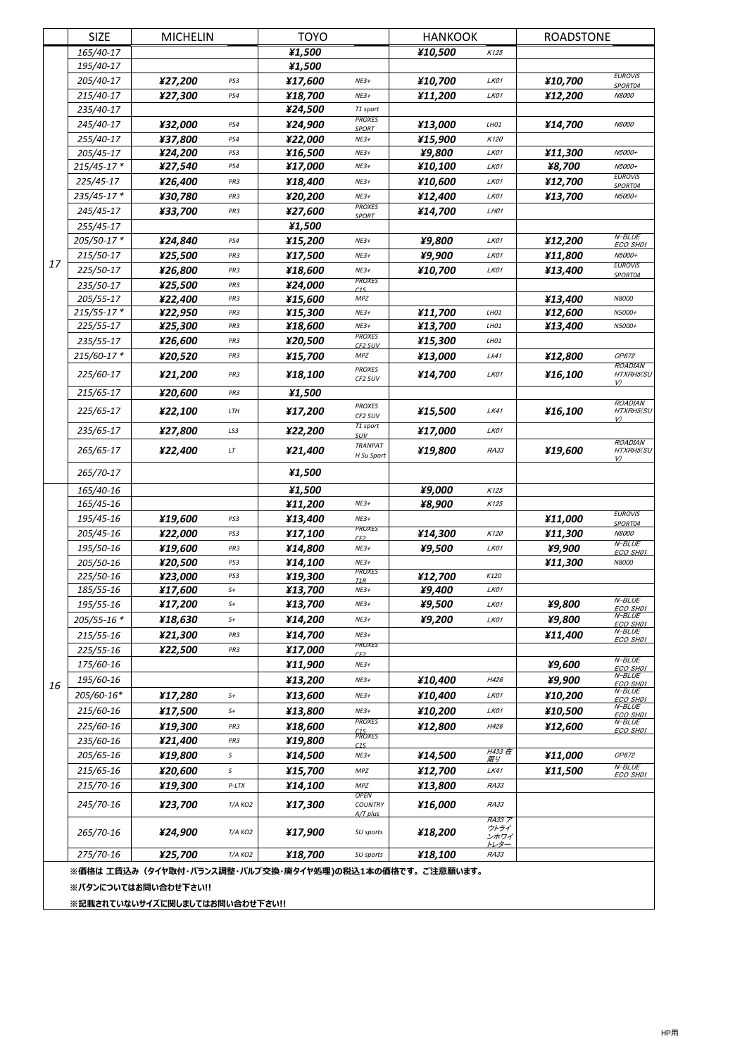| | SIZE | MICHELIN | | TOYO | | HANKOOK | | ROADSTONE | |
|---|---|---|---|---|---|---|---|---|---|
| 17 | 165/40-17 | | | ¥1,500 | | ¥10,500 | K125 | | |
| | 195/40-17 | | | ¥1,500 | | | | | |
| | 205/40-17 | ¥27,200 | PS3 | ¥17,600 | NE3+ | ¥10,700 | LK01 | ¥10,700 | EUROVIS SPORT04 |
| | 215/40-17 | ¥27,300 | PS4 | ¥18,700 | NE3+ | ¥11,200 | LK01 | ¥12,200 | N8000 |
| | 235/40-17 | | | ¥24,500 | T1 sport | | | | |
| | 245/40-17 | ¥32,000 | PS4 | ¥24,900 | PROXES SPORT | ¥13,000 | LH01 | ¥14,700 | N8000 |
| | 255/40-17 | ¥37,800 | PS4 | ¥22,000 | NE3+ | ¥15,900 | K120 | | |
| | 205/45-17 | ¥24,200 | PS3 | ¥16,500 | NE3+ | ¥9,800 | LK01 | ¥11,300 | N5000+ |
| | 215/45-17 * | ¥27,540 | PS4 | ¥17,000 | NE3+ | ¥10,100 | LK01 | ¥8,700 | N5000+ |
| | 225/45-17 | ¥26,400 | PR3 | ¥18,400 | NE3+ | ¥10,600 | LK01 | ¥12,700 | EUROVIS SPORT04 |
| | 235/45-17 * | ¥30,780 | PR3 | ¥20,200 | NE3+ | ¥12,400 | LK01 | ¥13,700 | N5000+ |
| | 245/45-17 | ¥33,700 | PR3 | ¥27,600 | PROXES SPORT | ¥14,700 | LH01 | | |
| | 255/45-17 | | | ¥1,500 | | | | | |
| | 205/50-17 * | ¥24,840 | PS4 | ¥15,200 | NE3+ | ¥9,800 | LK01 | ¥12,200 | N-BLUE ECO SH01 |
| | 215/50-17 | ¥25,500 | PR3 | ¥17,500 | NE3+ | ¥9,900 | LK01 | ¥11,800 | N5000+ |
| | 225/50-17 | ¥26,800 | PR3 | ¥18,600 | NE3+ | ¥10,700 | LK01 | ¥13,400 | EUROVIS SPORT04 |
| | 235/50-17 | ¥25,500 | PR3 | ¥24,000 | PROXES C1S | | | | |
| | 205/55-17 | ¥22,400 | PR3 | ¥15,600 | MPZ | | | ¥13,400 | N8000 |
| | 215/55-17 * | ¥22,950 | PR3 | ¥15,300 | NE3+ | ¥11,700 | LH01 | ¥12,600 | N5000+ |
| | 225/55-17 | ¥25,300 | PR3 | ¥18,600 | NE3+ | ¥13,700 | LH01 | ¥13,400 | N5000+ |
| | 235/55-17 | ¥26,600 | PR3 | ¥20,500 | PROXES CF2 SUV | ¥15,300 | LH01 | | |
| | 215/60-17 * | ¥20,520 | PR3 | ¥15,700 | MPZ | ¥13,000 | Lk41 | ¥12,800 | CP672 |
| | 225/60-17 | ¥21,200 | PR3 | ¥18,100 | PROXES CF2 SUV | ¥14,700 | LK01 | ¥16,100 | ROADIAN HTXRH5(SUV) |
| | 215/65-17 | ¥20,600 | PR3 | ¥1,500 | | | | | |
| | 225/65-17 | ¥22,100 | LTH | ¥17,200 | PROXES CF2 SUV | ¥15,500 | LK41 | ¥16,100 | ROADIAN HTXRH5(SUV) |
| | 235/65-17 | ¥27,800 | LS3 | ¥22,200 | T1 sport SUV | ¥17,000 | LK01 | | |
| | 265/65-17 | ¥22,400 | LT | ¥21,400 | TRANPAT H Su Sport | ¥19,800 | RA33 | ¥19,600 | ROADIAN HTXRH5(SUV) |
| | 265/70-17 | | | ¥1,500 | | | | | |
| 16 | 165/40-16 | | | ¥1,500 | | ¥9,000 | K125 | | |
| | 165/45-16 | | | ¥11,200 | NE3+ | ¥8,900 | K125 | | |
| | 195/45-16 | ¥19,600 | PS3 | ¥13,400 | NE3+ | | | ¥11,000 | EUROVIS SPORT04 |
| | 205/45-16 | ¥22,000 | PS3 | ¥17,100 | PROXES CF2 | ¥14,300 | K120 | ¥11,300 | N8000 |
| | 195/50-16 | ¥19,600 | PR3 | ¥14,800 | NE3+ | ¥9,500 | LK01 | ¥9,900 | N-BLUE ECO SH01 |
| | 205/50-16 | ¥20,500 | PS3 | ¥14,100 | NE3+ | | | ¥11,300 | N8000 |
| | 225/50-16 | ¥23,000 | PS3 | ¥19,300 | PROXES T1R | ¥12,700 | K120 | | |
| | 185/55-16 | ¥17,600 | S+ | ¥13,700 | NE3+ | ¥9,400 | LK01 | | |
| | 195/55-16 | ¥17,200 | S+ | ¥13,700 | NE3+ | ¥9,500 | LK01 | ¥9,800 | N-BLUE ECO SH01 |
| | 205/55-16 * | ¥18,630 | S+ | ¥14,200 | NE3+ | ¥9,200 | LK01 | ¥9,800 | N-BLUE ECO SH01 |
| | 215/55-16 | ¥21,300 | PR3 | ¥14,700 | NE3+ | | | ¥11,400 | N-BLUE ECO SH01 |
| | 225/55-16 | ¥22,500 | PR3 | ¥17,000 | PROXES CF2 | | | | |
| | 175/60-16 | | | ¥11,900 | NE3+ | | | ¥9,600 | N-BLUE ECO SH01 |
| | 195/60-16 | | | ¥13,200 | NE3+ | ¥10,400 | H426 | ¥9,900 | N-BLUE ECO SH01 |
| | 205/60-16* | ¥17,280 | S+ | ¥13,600 | NE3+ | ¥10,400 | LK01 | ¥10,200 | N-BLUE ECO SH01 |
| | 215/60-16 | ¥17,500 | S+ | ¥13,800 | NE3+ | ¥10,200 | LK01 | ¥10,500 | N-BLUE ECO SH01 |
| | 225/60-16 | ¥19,300 | PR3 | ¥18,600 | PROXES C1S | ¥12,800 | H426 | ¥12,600 | N-BLUE ECO SH01 |
| | 235/60-16 | ¥21,400 | PR3 | ¥19,800 | PROXES C1S | | | | |
| | 205/65-16 | ¥19,800 | S | ¥14,500 | NE3+ | ¥14,500 | H433 在庫限り | ¥11,000 | CP672 |
| | 215/65-16 | ¥20,600 | S | ¥15,700 | MPZ | ¥12,700 | LK41 | ¥11,500 | N-BLUE ECO SH01 |
| | 215/70-16 | ¥19,300 | P-LTX | ¥14,100 | MPZ | ¥13,800 | RA33 | | |
| | 245/70-16 | ¥23,700 | T/A KO2 | ¥17,300 | OPEN COUNTRY A/T plus | ¥16,000 | RA33 | | |
| | 265/70-16 | ¥24,900 | T/A KO2 | ¥17,900 | SU sports | ¥18,200 | RA33 アウトラインホワイトレター | | |
| | 275/70-16 | ¥25,700 | T/A KO2 | ¥18,700 | SU sports | ¥18,100 | RA33 | | |

**※価格は 工賃込み（タイヤ取付・バランス調整・バルブ交換・廃タイヤ処理)の税込1本の価格です。ご注意願います。**

**※パターンについてはお問い合わせ下さい!!**

**※記載されていないサイズに関しましてはお問い合わせ下さい!!**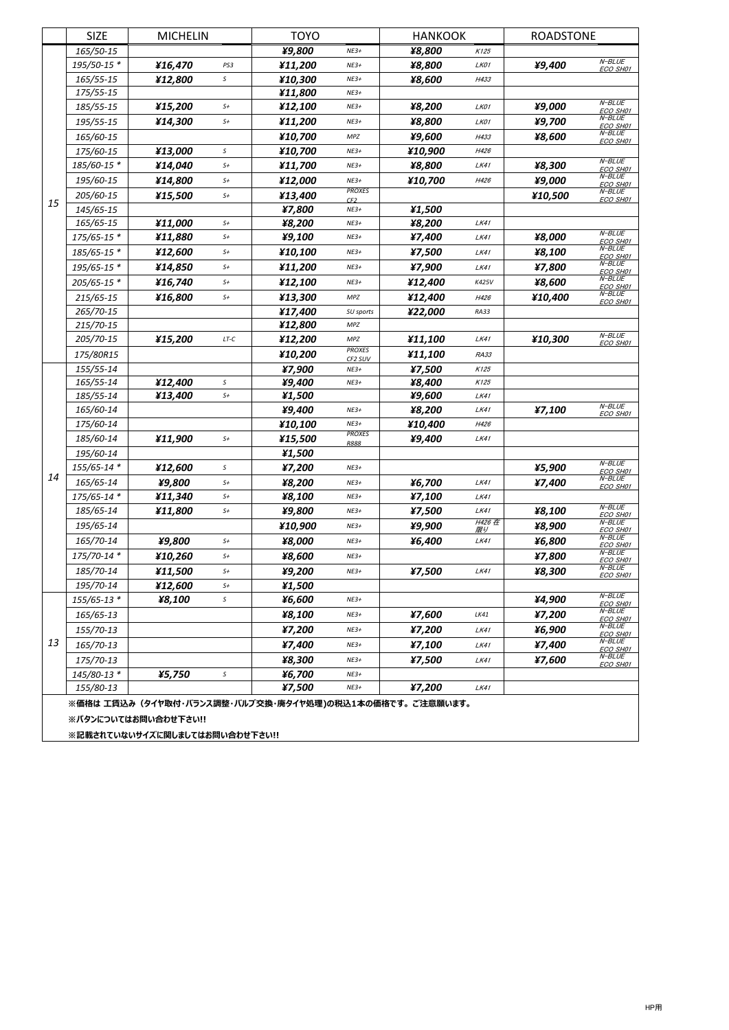| | SIZE | MICHELIN | | TOYO | | HANKOOK | | ROADSTONE | |
|---|---|---|---|---|---|---|---|---|---|
| 15 | 165/50-15 | | | ¥9,800 | NE3+ | ¥8,800 | K125 | | |
| | 195/50-15 * | ¥16,470 | PS3 | ¥11,200 | NE3+ | ¥8,800 | LK01 | ¥9,400 | N-BLUE ECO SH01 |
| | 165/55-15 | ¥12,800 | S | ¥10,300 | NE3+ | ¥8,600 | H433 | | |
| | 175/55-15 | | | ¥11,800 | NE3+ | | | | |
| | 185/55-15 | ¥15,200 | S+ | ¥12,100 | NE3+ | ¥8,200 | LK01 | ¥9,000 | N-BLUE ECO SH01 |
| | 195/55-15 | ¥14,300 | S+ | ¥11,200 | NE3+ | ¥8,800 | LK01 | ¥9,700 | N-BLUE ECO SH01 |
| | 165/60-15 | | | ¥10,700 | MPZ | ¥9,600 | H433 | ¥8,600 | N-BLUE ECO SH01 |
| | 175/60-15 | ¥13,000 | S | ¥10,700 | NE3+ | ¥10,900 | H426 | | |
| | 185/60-15 * | ¥14,040 | S+ | ¥11,700 | NE3+ | ¥8,800 | LK41 | ¥8,300 | N-BLUE ECO SH01 |
| | 195/60-15 | ¥14,800 | S+ | ¥12,000 | NE3+ | ¥10,700 | H426 | ¥9,000 | N-BLUE ECO SH01 |
| | 205/60-15 | ¥15,500 | S+ | ¥13,400 | PROXES CF2 | | | ¥10,500 | N-BLUE ECO SH01 |
| | 145/65-15 | | | ¥7,800 | NE3+ | ¥1,500 | | | |
| | 165/65-15 | ¥11,000 | S+ | ¥8,200 | NE3+ | ¥8,200 | LK41 | | |
| | 175/65-15 * | ¥11,880 | S+ | ¥9,100 | NE3+ | ¥7,400 | LK41 | ¥8,000 | N-BLUE ECO SH01 |
| | 185/65-15 * | ¥12,600 | S+ | ¥10,100 | NE3+ | ¥7,500 | LK41 | ¥8,100 | N-BLUE ECO SH01 |
| | 195/65-15 * | ¥14,850 | S+ | ¥11,200 | NE3+ | ¥7,900 | LK41 | ¥7,800 | N-BLUE ECO SH01 |
| | 205/65-15 * | ¥16,740 | S+ | ¥12,100 | NE3+ | ¥12,400 | K425V | ¥8,600 | N-BLUE ECO SH01 |
| | 215/65-15 | ¥16,800 | S+ | ¥13,300 | MPZ | ¥12,400 | H426 | ¥10,400 | N-BLUE ECO SH01 |
| | 265/70-15 | | | ¥17,400 | SU sports | ¥22,000 | RA33 | | |
| | 215/70-15 | | | ¥12,800 | MPZ | | | | |
| | 205/70-15 | ¥15,200 | LT-C | ¥12,200 | MPZ | ¥11,100 | LK41 | ¥10,300 | N-BLUE ECO SH01 |
| | 175/80R15 | | | ¥10,200 | PROXES CF2 SUV | ¥11,100 | RA33 | | |
| 14 | 155/55-14 | | | ¥7,900 | NE3+ | ¥7,500 | K125 | | |
| | 165/55-14 | ¥12,400 | S | ¥9,400 | NE3+ | ¥8,400 | K125 | | |
| | 185/55-14 | ¥13,400 | S+ | ¥1,500 | | ¥9,600 | LK41 | | |
| | 165/60-14 | | | ¥9,400 | NE3+ | ¥8,200 | LK41 | ¥7,100 | N-BLUE ECO SH01 |
| | 175/60-14 | | | ¥10,100 | NE3+ | ¥10,400 | H426 | | |
| | 185/60-14 | ¥11,900 | S+ | ¥15,500 | PROXES R888 | ¥9,400 | LK41 | | |
| | 195/60-14 | | | ¥1,500 | | | | | |
| | 155/65-14 * | ¥12,600 | S | ¥7,200 | NE3+ | | | ¥5,900 | N-BLUE ECO SH01 |
| | 165/65-14 | ¥9,800 | S+ | ¥8,200 | NE3+ | ¥6,700 | LK41 | ¥7,400 | N-BLUE ECO SH01 |
| | 175/65-14 * | ¥11,340 | S+ | ¥8,100 | NE3+ | ¥7,100 | LK41 | | |
| | 185/65-14 | ¥11,800 | S+ | ¥9,800 | NE3+ | ¥7,500 | LK41 | ¥8,100 | N-BLUE ECO SH01 |
| | 195/65-14 | | | ¥10,900 | NE3+ | ¥9,900 | H426 在限り | ¥8,900 | N-BLUE ECO SH01 |
| | 165/70-14 | ¥9,800 | S+ | ¥8,000 | NE3+ | ¥6,400 | LK41 | ¥6,800 | N-BLUE ECO SH01 |
| | 175/70-14 * | ¥10,260 | S+ | ¥8,600 | NE3+ | | | ¥7,800 | N-BLUE ECO SH01 |
| | 185/70-14 | ¥11,500 | S+ | ¥9,200 | NE3+ | ¥7,500 | LK41 | ¥8,300 | N-BLUE ECO SH01 |
| | 195/70-14 | ¥12,600 | S+ | ¥1,500 | | | | | |
| 13 | 155/65-13 * | ¥8,100 | S | ¥6,600 | NE3+ | | | ¥4,900 | N-BLUE ECO SH01 |
| | 165/65-13 | | | ¥8,100 | NE3+ | ¥7,600 | LK41 | ¥7,200 | N-BLUE ECO SH01 |
| | 155/70-13 | | | ¥7,200 | NE3+ | ¥7,200 | LK41 | ¥6,900 | N-BLUE ECO SH01 |
| | 165/70-13 | | | ¥7,400 | NE3+ | ¥7,100 | LK41 | ¥7,400 | N-BLUE ECO SH01 |
| | 175/70-13 | | | ¥8,300 | NE3+ | ¥7,500 | LK41 | ¥7,600 | N-BLUE ECO SH01 |
| | 145/80-13 * | ¥5,750 | S | ¥6,700 | NE3+ | | | | |
| | 155/80-13 | | | ¥7,500 | NE3+ | ¥7,200 | LK41 | | |

**※価格は 工賃込み（タイヤ取付・バランス調整・バルブ交換・廃タイヤ処理)の税込1本の価格です。ご注意願います。**

**※パタンについてはお問い合わせ下さい!!**

**※記載されていないサイズに関しましてはお問い合わせ下さい!!**

HP用